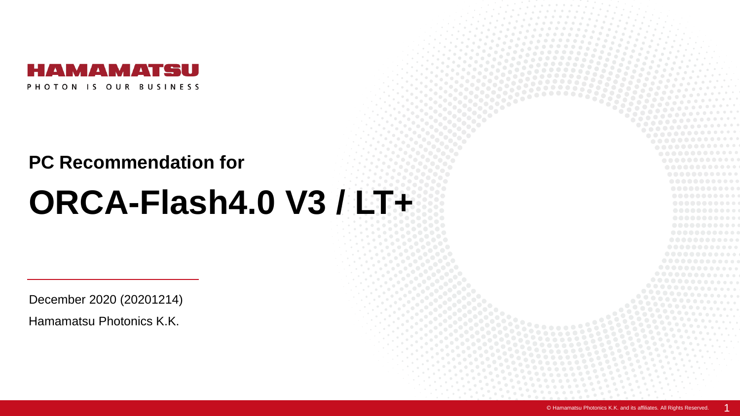HAMAMATSU

PHOTON IS OUR BUSINESS

## PC Recommendation for

# ORCA-Flash4.0 V3 / LT+

December 2020 (20201214)

Hamamatsu Photonics K.K.

© Hamamatsu Photonics K.K. and its affiliates. All Rights Reserved.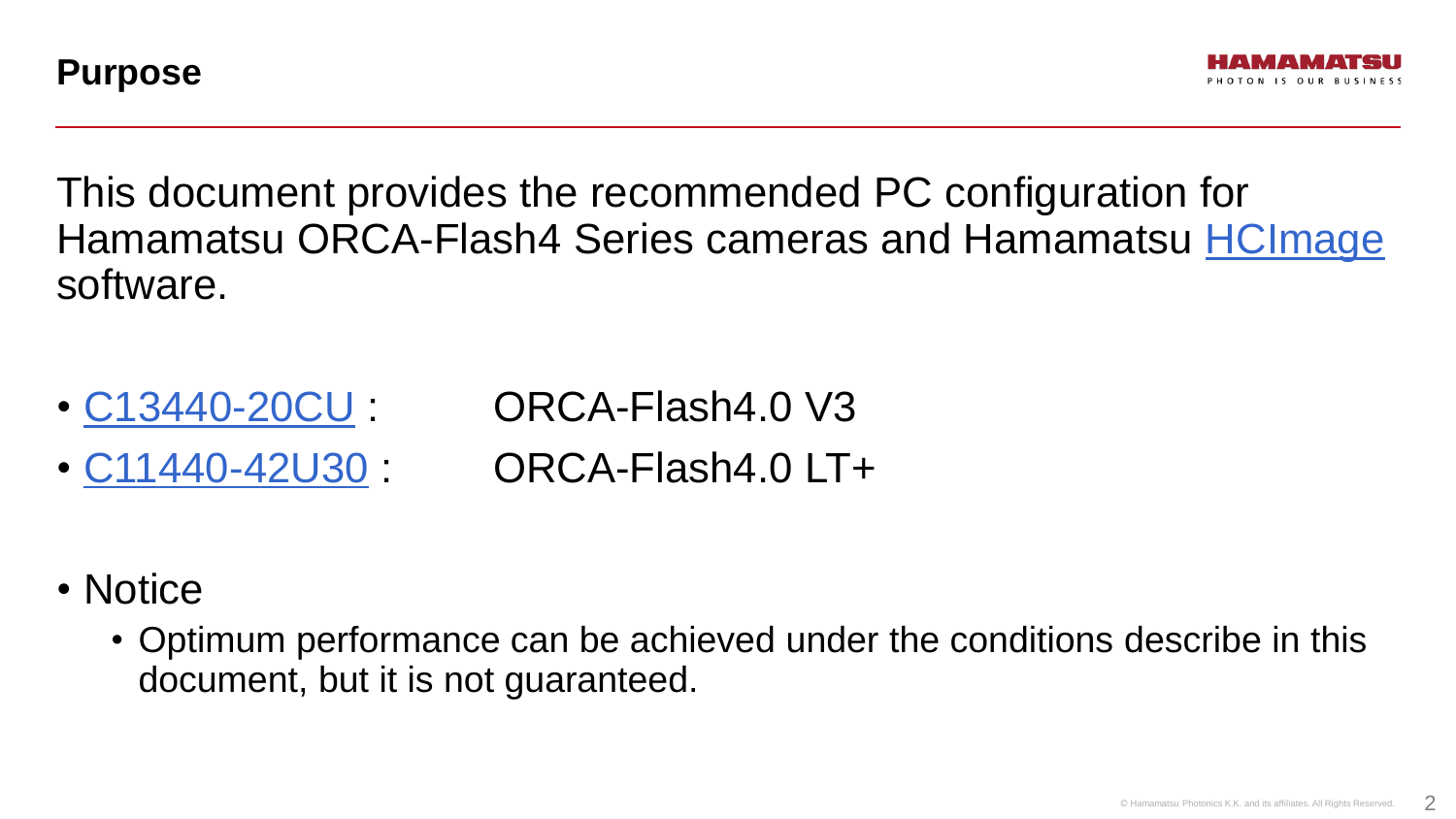## Purpose

This document provides the recommended PC configuration for Hamamatsu ORCA-Flash4 Series cameras and Hamamatsu HCImage software.

- C13440-20CU : ORCA-Flash4.0 V3
- C11440-42U30 : ORCA-Flash4.0 LT+

- Notice
  - Optimum performance can be achieved under the conditions describe in this document, but it is not guaranteed.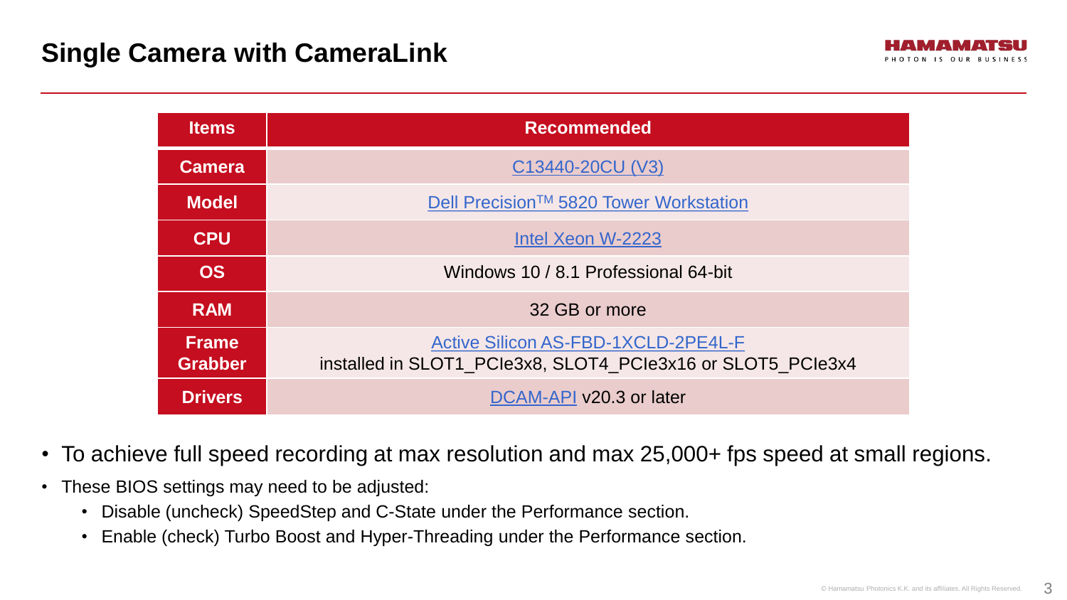# Single Camera with CameraLink

| Items | Recommended |
| --- | --- |
| Camera | C13440-20CU (V3) |
| Model | Dell Precision™ 5820 Tower Workstation |
| CPU | Intel Xeon W-2223 |
| OS | Windows 10 / 8.1 Professional 64-bit |
| RAM | 32 GB or more |
| Frame Grabber | Active Silicon AS-FBD-1XCLD-2PE4L-F<br>installed in SLOT1_PCIe3x8, SLOT4_PCIe3x16 or SLOT5_PCIe3x4 |
| Drivers | DCAM-API v20.3 or later |

- To achieve full speed recording at max resolution and max 25,000+ fps speed at small regions.
- These BIOS settings may need to be adjusted:
  - Disable (uncheck) SpeedStep and C-State under the Performance section.
  - Enable (check) Turbo Boost and Hyper-Threading under the Performance section.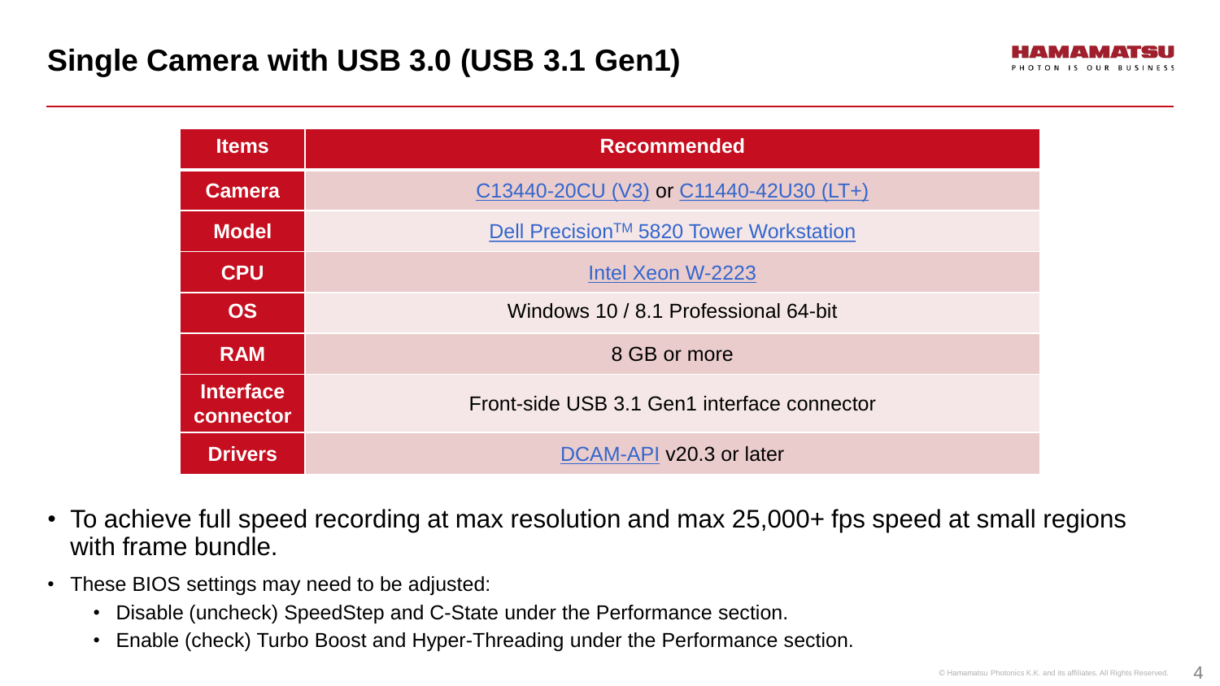# Single Camera with USB 3.0 (USB 3.1 Gen1)

| Items | Recommended |
| --- | --- |
| Camera | C13440-20CU (V3) or C11440-42U30 (LT+) |
| Model | Dell Precision™ 5820 Tower Workstation |
| CPU | Intel Xeon W-2223 |
| OS | Windows 10 / 8.1 Professional 64-bit |
| RAM | 8 GB or more |
| Interface connector | Front-side USB 3.1 Gen1 interface connector |
| Drivers | DCAM-API v20.3 or later |

- To achieve full speed recording at max resolution and max 25,000+ fps speed at small regions with frame bundle.
- These BIOS settings may need to be adjusted:
  - Disable (uncheck) SpeedStep and C-State under the Performance section.
  - Enable (check) Turbo Boost and Hyper-Threading under the Performance section.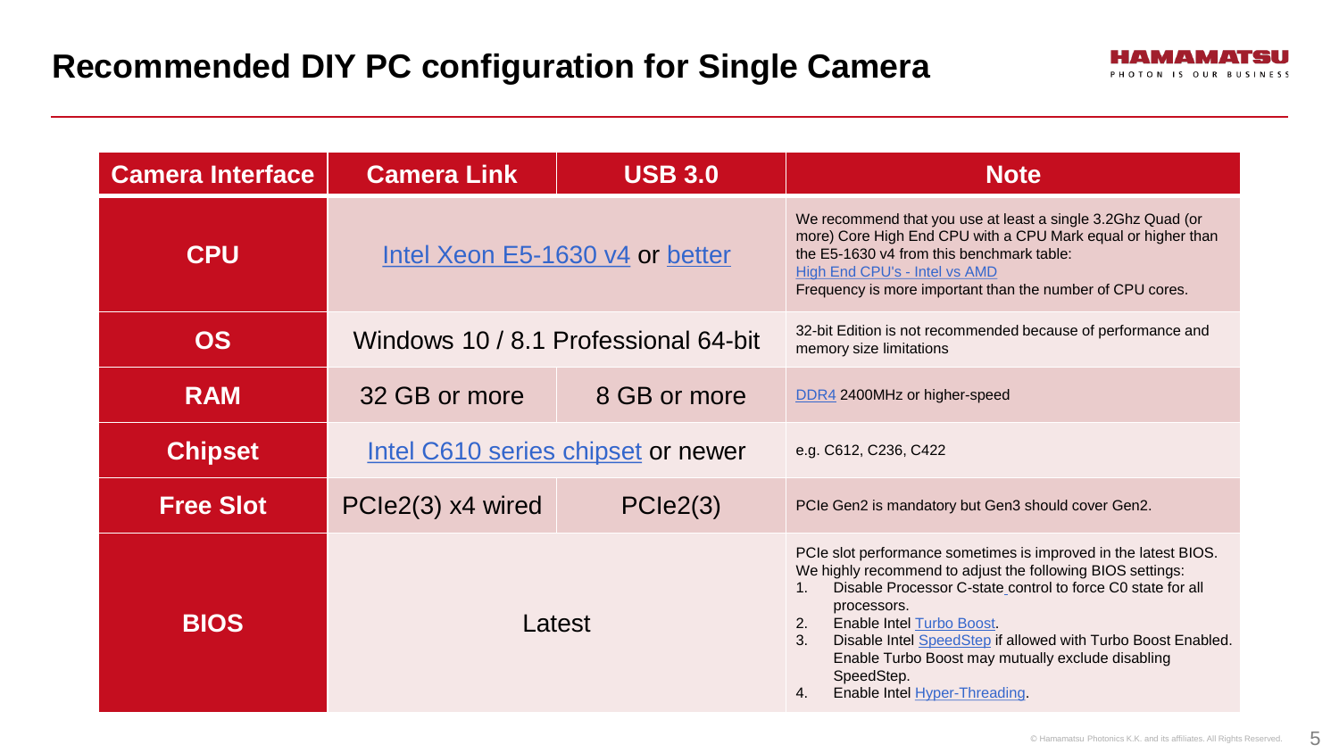# Recommended DIY PC configuration for Single Camera

| Camera Interface | Camera Link | USB 3.0 | Note |
|---|---|---|---|
| CPU | Intel Xeon E5-1630 v4 or better | | We recommend that you use at least a single 3.2Ghz Quad (or more) Core High End CPU with a CPU Mark equal or higher than the E5-1630 v4 from this benchmark table: High End CPU's - Intel vs AMD<br>Frequency is more important than the number of CPU cores. |
| OS | Windows 10 / 8.1 Professional 64-bit | | 32-bit Edition is not recommended because of performance and memory size limitations |
| RAM | 32 GB or more | 8 GB or more | DDR4 2400MHz or higher-speed |
| Chipset | Intel C610 series chipset or newer | | e.g. C612, C236, C422 |
| Free Slot | PCIe2(3) x4 wired | PCIe2(3) | PCIe Gen2 is mandatory but Gen3 should cover Gen2. |
| BIOS | Latest | | PCIe slot performance sometimes is improved in the latest BIOS.<br>We highly recommend to adjust the following BIOS settings:<br>1. Disable Processor C-state control to force C0 state for all processors.<br>2. Enable Intel Turbo Boost.<br>3. Disable Intel SpeedStep if allowed with Turbo Boost Enabled. Enable Turbo Boost may mutually exclude disabling SpeedStep.<br>4. Enable Intel Hyper-Threading. |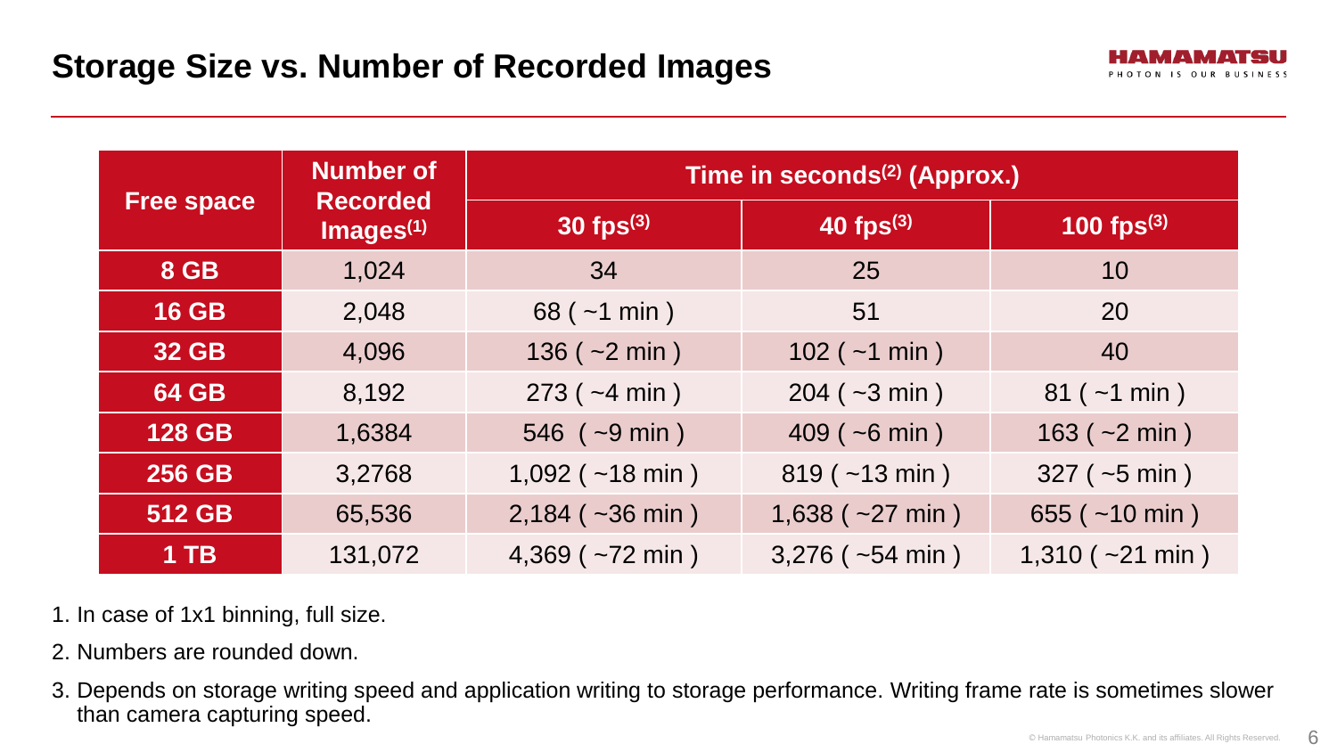## Storage Size vs. Number of Recorded Images

| Free space | Number of Recorded Images[1] | Time in seconds[2] (Approx.) | | |
|---|---|---|---|---|
| | | 30 fps[3] | 40 fps[3] | 100 fps[3] |
| 8 GB | 1,024 | 34 | 25 | 10 |
| 16 GB | 2,048 | 68 ( ~1 min ) | 51 | 20 |
| 32 GB | 4,096 | 136 ( ~2 min ) | 102 ( ~1 min ) | 40 |
| 64 GB | 8,192 | 273 ( ~4 min ) | 204 ( ~3 min ) | 81 ( ~1 min ) |
| 128 GB | 1,6384 | 546 ( ~9 min ) | 409 ( ~6 min ) | 163 ( ~2 min ) |
| 256 GB | 3,2768 | 1,092 ( ~18 min ) | 819 ( ~13 min ) | 327 ( ~5 min ) |
| 512 GB | 65,536 | 2,184 ( ~36 min ) | 1,638 ( ~27 min ) | 655 ( ~10 min ) |
| 1 TB | 131,072 | 4,369 ( ~72 min ) | 3,276 ( ~54 min ) | 1,310 ( ~21 min ) |

1. In case of 1x1 binning, full size.
2. Numbers are rounded down.
3. Depends on storage writing speed and application writing to storage performance. Writing frame rate is sometimes slower than camera capturing speed.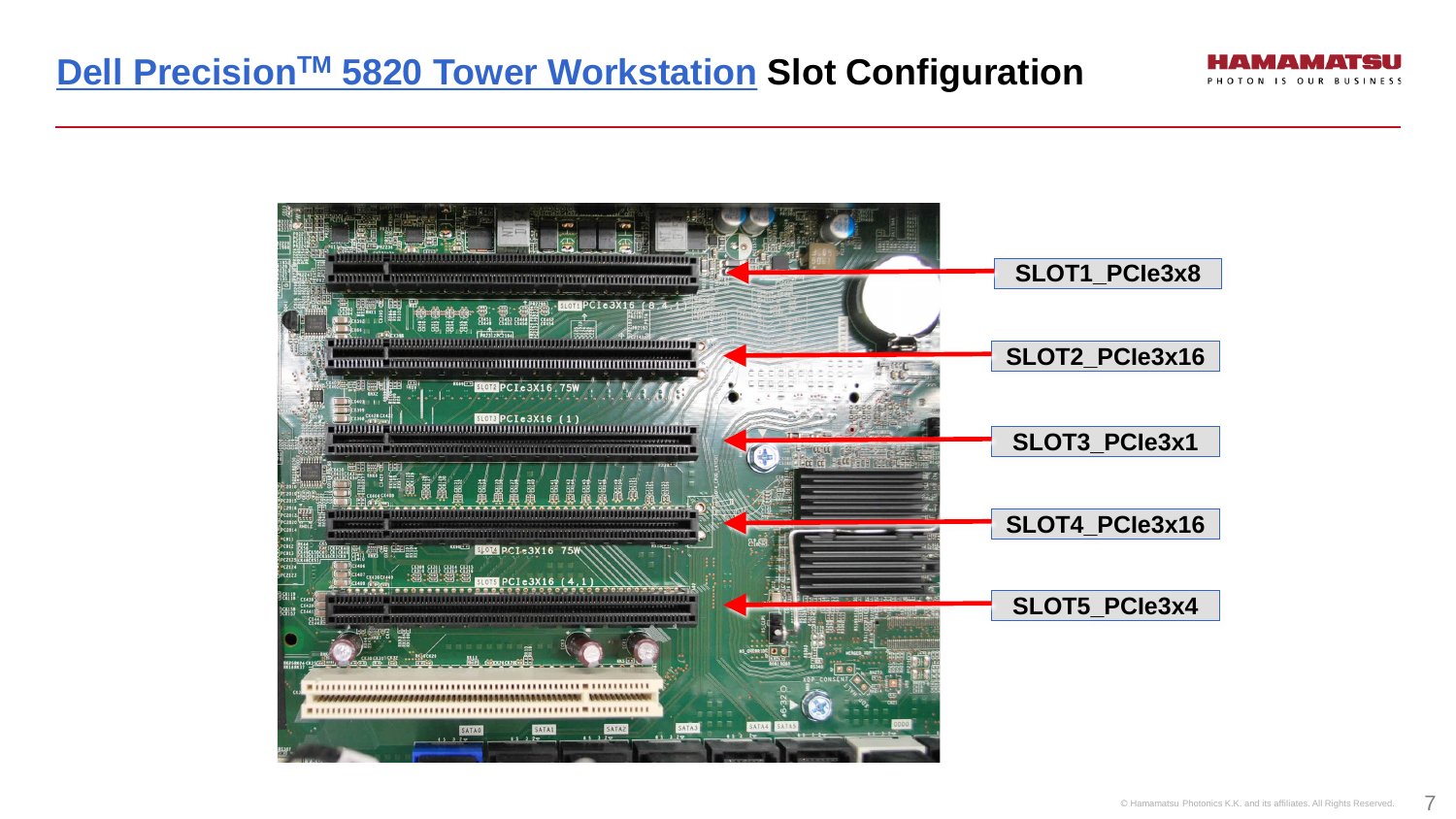# Dell Precision™ 5820 Tower Workstation Slot Configuration

SLOT1_PCIe3x8

SLOT2_PCIe3x16

SLOT3_PCIe3x1

SLOT4_PCIe3x16

SLOT5_PCIe3x4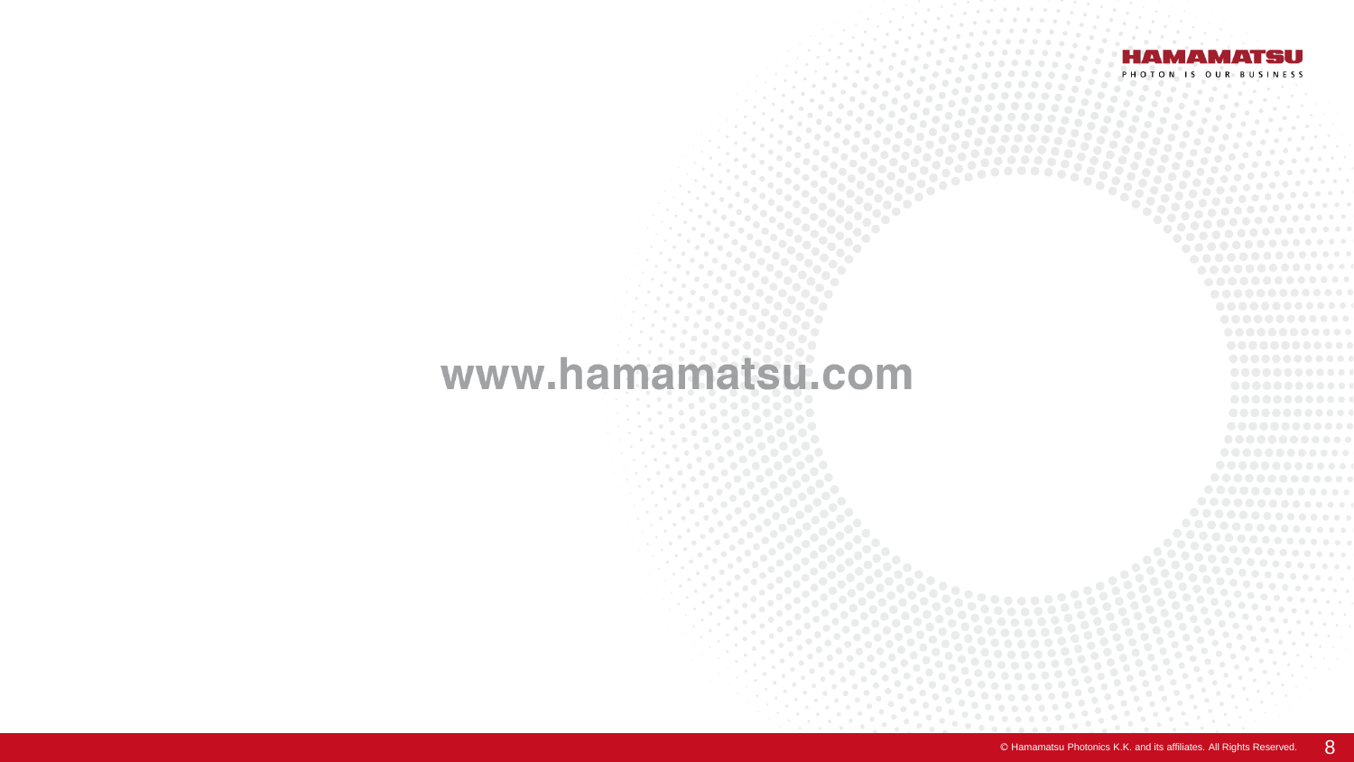HAMAMATSU

PHOTON IS OUR BUSINESS

**www.hamamatsu.com**

© Hamamatsu Photonics K.K. and its affiliates. All Rights Reserved.